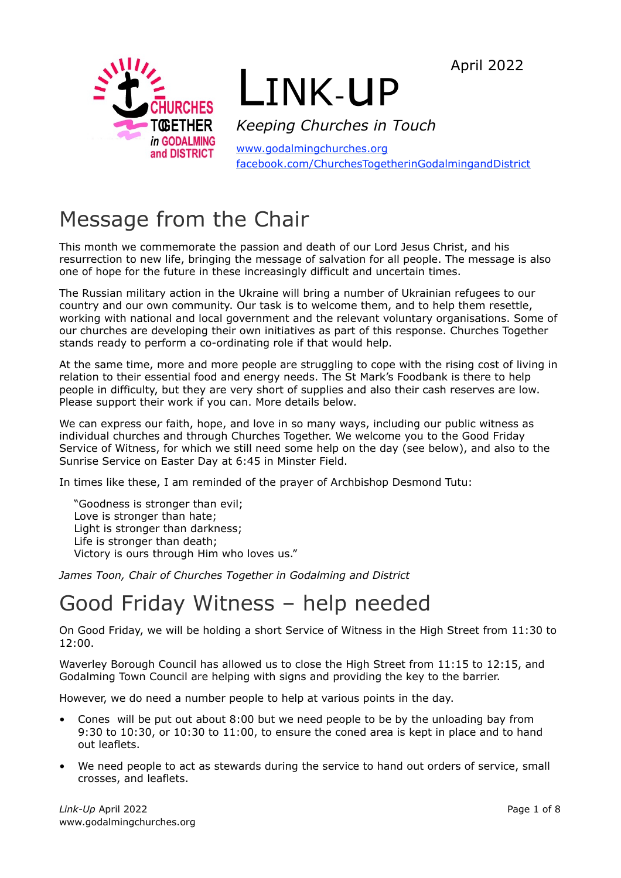April 2022

# LINK-UP

*Keeping Churches in Touch*

www.godalmingchurches.org
facebook.com/ChurchesTogetherinGodalmingandDistrict

## Message from the Chair

This month we commemorate the passion and death of our Lord Jesus Christ, and his resurrection to new life, bringing the message of salvation for all people. The message is also one of hope for the future in these increasingly difficult and uncertain times.

The Russian military action in the Ukraine will bring a number of Ukrainian refugees to our country and our own community. Our task is to welcome them, and to help them resettle, working with national and local government and the relevant voluntary organisations. Some of our churches are developing their own initiatives as part of this response. Churches Together stands ready to perform a co-ordinating role if that would help.

At the same time, more and more people are struggling to cope with the rising cost of living in relation to their essential food and energy needs. The St Mark's Foodbank is there to help people in difficulty, but they are very short of supplies and also their cash reserves are low. Please support their work if you can. More details below.

We can express our faith, hope, and love in so many ways, including our public witness as individual churches and through Churches Together. We welcome you to the Good Friday Service of Witness, for which we still need some help on the day (see below), and also to the Sunrise Service on Easter Day at 6:45 in Minster Field.

In times like these, I am reminded of the prayer of Archbishop Desmond Tutu:

> "Goodness is stronger than evil;
> Love is stronger than hate;
> Light is stronger than darkness;
> Life is stronger than death;
> Victory is ours through Him who loves us."

*James Toon, Chair of Churches Together in Godalming and District*

## Good Friday Witness – help needed

On Good Friday, we will be holding a short Service of Witness in the High Street from 11:30 to 12:00.

Waverley Borough Council has allowed us to close the High Street from 11:15 to 12:15, and Godalming Town Council are helping with signs and providing the key to the barrier.

However, we do need a number people to help at various points in the day.

- Cones will be put out about 8:00 but we need people to be by the unloading bay from 9:30 to 10:30, or 10:30 to 11:00, to ensure the coned area is kept in place and to hand out leaflets.
- We need people to act as stewards during the service to hand out orders of service, small crosses, and leaflets.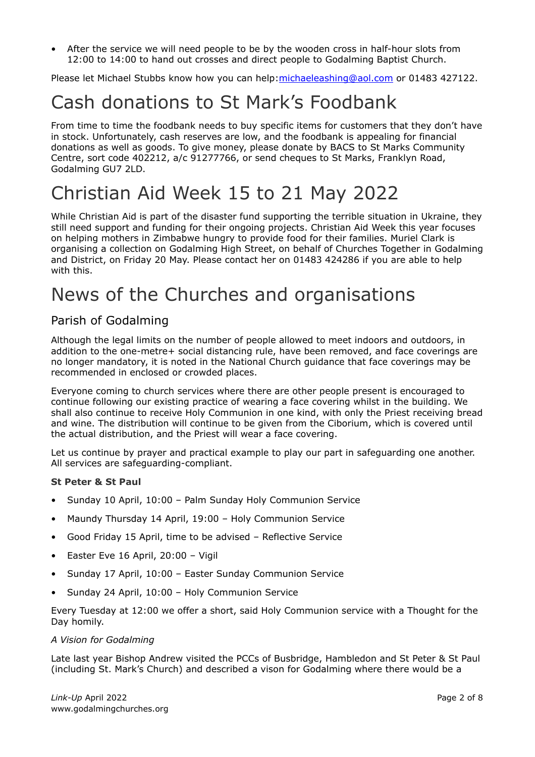- After the service we will need people to be by the wooden cross in half-hour slots from 12:00 to 14:00 to hand out crosses and direct people to Godalming Baptist Church.

Please let Michael Stubbs know how you can help:michaeleashing@aol.com or 01483 427122.

# Cash donations to St Mark's Foodbank

From time to time the foodbank needs to buy specific items for customers that they don't have in stock. Unfortunately, cash reserves are low, and the foodbank is appealing for financial donations as well as goods. To give money, please donate by BACS to St Marks Community Centre, sort code 402212, a/c 91277766, or send cheques to St Marks, Franklyn Road, Godalming GU7 2LD.

# Christian Aid Week 15 to 21 May 2022

While Christian Aid is part of the disaster fund supporting the terrible situation in Ukraine, they still need support and funding for their ongoing projects. Christian Aid Week this year focuses on helping mothers in Zimbabwe hungry to provide food for their families. Muriel Clark is organising a collection on Godalming High Street, on behalf of Churches Together in Godalming and District, on Friday 20 May. Please contact her on 01483 424286 if you are able to help with this.

# News of the Churches and organisations

## Parish of Godalming

Although the legal limits on the number of people allowed to meet indoors and outdoors, in addition to the one-metre+ social distancing rule, have been removed, and face coverings are no longer mandatory, it is noted in the National Church guidance that face coverings may be recommended in enclosed or crowded places.

Everyone coming to church services where there are other people present is encouraged to continue following our existing practice of wearing a face covering whilst in the building. We shall also continue to receive Holy Communion in one kind, with only the Priest receiving bread and wine. The distribution will continue to be given from the Ciborium, which is covered until the actual distribution, and the Priest will wear a face covering.

Let us continue by prayer and practical example to play our part in safeguarding one another. All services are safeguarding-compliant.

**St Peter & St Paul**

- Sunday 10 April, 10:00 – Palm Sunday Holy Communion Service
- Maundy Thursday 14 April, 19:00 – Holy Communion Service
- Good Friday 15 April, time to be advised – Reflective Service
- Easter Eve 16 April, 20:00 – Vigil
- Sunday 17 April, 10:00 – Easter Sunday Communion Service
- Sunday 24 April, 10:00 – Holy Communion Service

Every Tuesday at 12:00 we offer a short, said Holy Communion service with a Thought for the Day homily.

*A Vision for Godalming*

Late last year Bishop Andrew visited the PCCs of Busbridge, Hambledon and St Peter & St Paul (including St. Mark's Church) and described a vison for Godalming where there would be a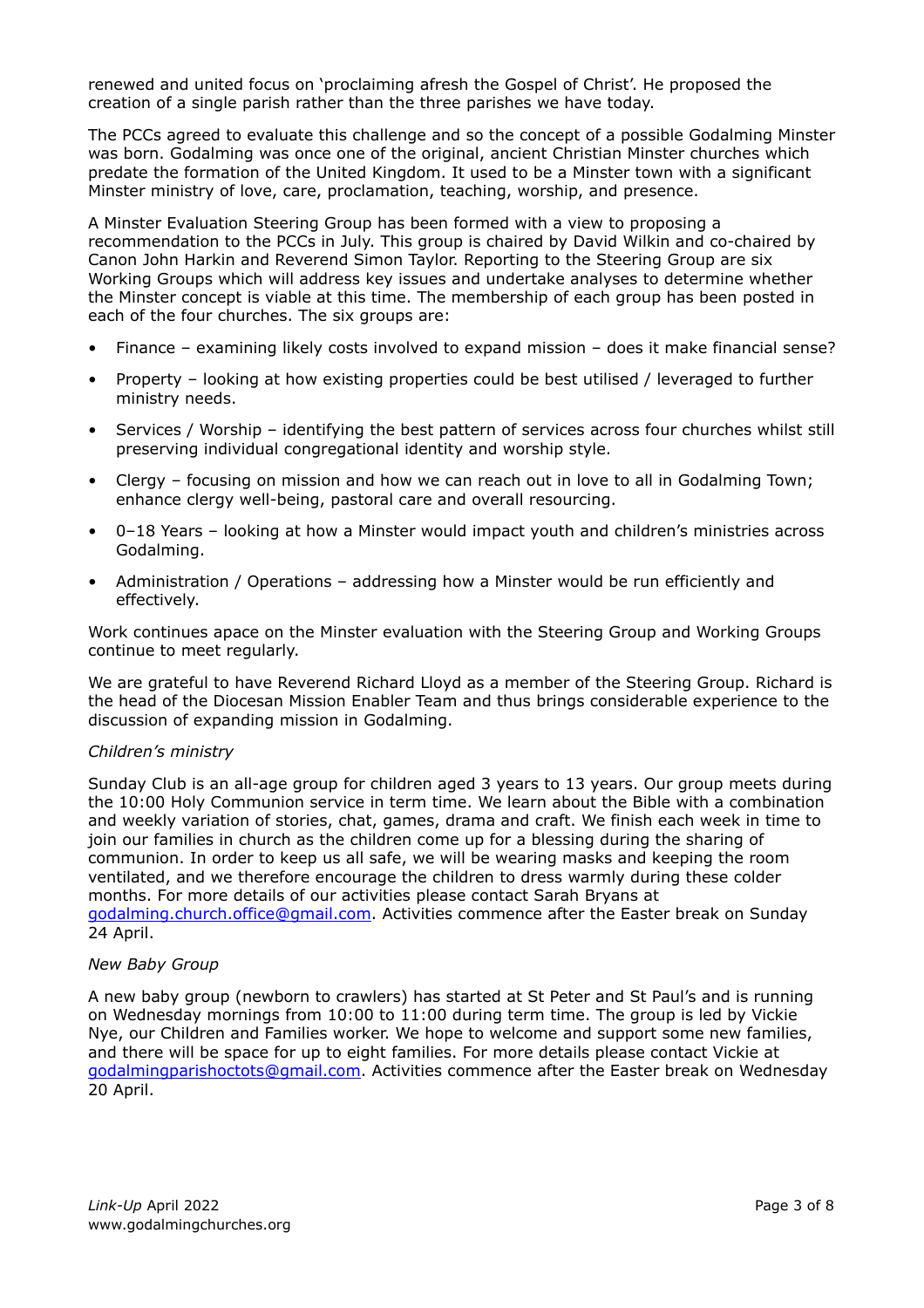renewed and united focus on 'proclaiming afresh the Gospel of Christ'. He proposed the creation of a single parish rather than the three parishes we have today.

The PCCs agreed to evaluate this challenge and so the concept of a possible Godalming Minster was born. Godalming was once one of the original, ancient Christian Minster churches which predate the formation of the United Kingdom. It used to be a Minster town with a significant Minster ministry of love, care, proclamation, teaching, worship, and presence.

A Minster Evaluation Steering Group has been formed with a view to proposing a recommendation to the PCCs in July. This group is chaired by David Wilkin and co-chaired by Canon John Harkin and Reverend Simon Taylor. Reporting to the Steering Group are six Working Groups which will address key issues and undertake analyses to determine whether the Minster concept is viable at this time. The membership of each group has been posted in each of the four churches. The six groups are:

- Finance – examining likely costs involved to expand mission – does it make financial sense?
- Property – looking at how existing properties could be best utilised / leveraged to further ministry needs.
- Services / Worship – identifying the best pattern of services across four churches whilst still preserving individual congregational identity and worship style.
- Clergy – focusing on mission and how we can reach out in love to all in Godalming Town; enhance clergy well-being, pastoral care and overall resourcing.
- 0–18 Years – looking at how a Minster would impact youth and children's ministries across Godalming.
- Administration / Operations – addressing how a Minster would be run efficiently and effectively.

Work continues apace on the Minster evaluation with the Steering Group and Working Groups continue to meet regularly.

We are grateful to have Reverend Richard Lloyd as a member of the Steering Group. Richard is the head of the Diocesan Mission Enabler Team and thus brings considerable experience to the discussion of expanding mission in Godalming.

*Children's ministry*

Sunday Club is an all-age group for children aged 3 years to 13 years. Our group meets during the 10:00 Holy Communion service in term time. We learn about the Bible with a combination and weekly variation of stories, chat, games, drama and craft. We finish each week in time to join our families in church as the children come up for a blessing during the sharing of communion. In order to keep us all safe, we will be wearing masks and keeping the room ventilated, and we therefore encourage the children to dress warmly during these colder months. For more details of our activities please contact Sarah Bryans at godalming.church.office@gmail.com. Activities commence after the Easter break on Sunday 24 April.

*New Baby Group*

A new baby group (newborn to crawlers) has started at St Peter and St Paul's and is running on Wednesday mornings from 10:00 to 11:00 during term time. The group is led by Vickie Nye, our Children and Families worker. We hope to welcome and support some new families, and there will be space for up to eight families. For more details please contact Vickie at godalmingparishoctots@gmail.com. Activities commence after the Easter break on Wednesday 20 April.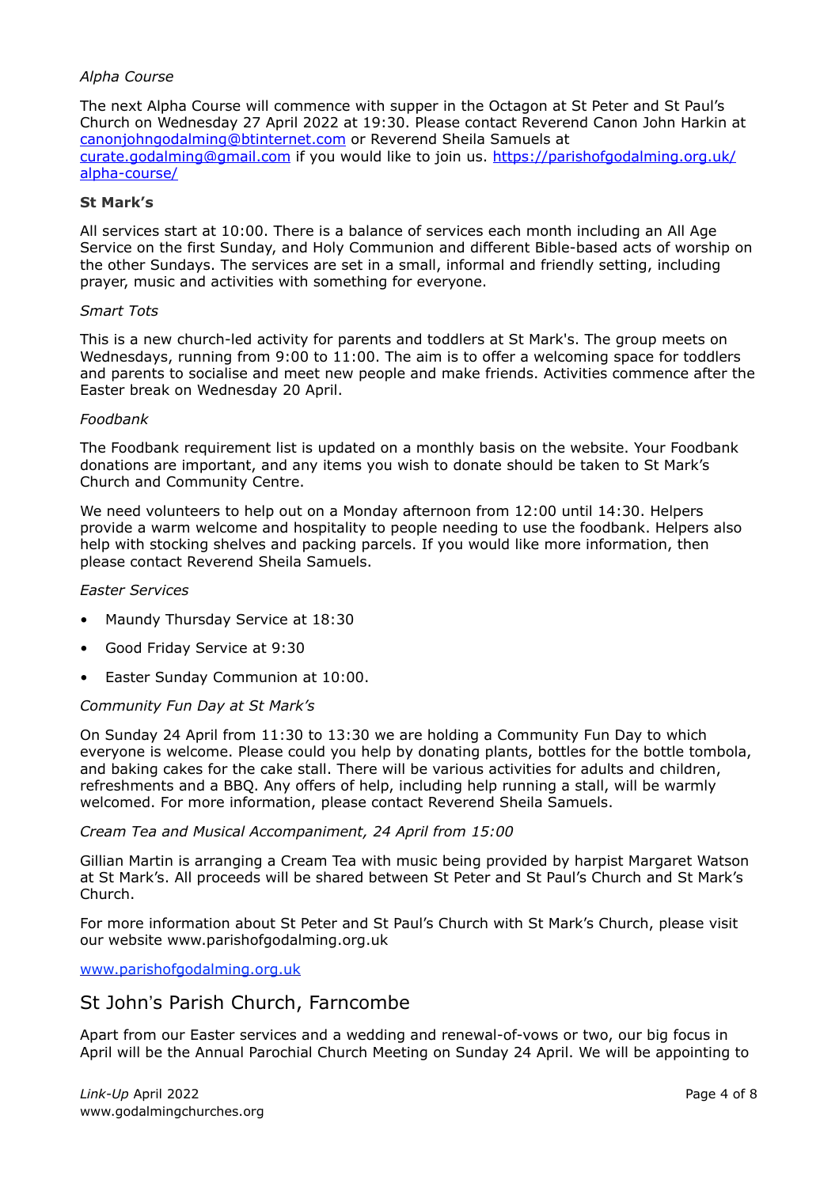*Alpha Course*

The next Alpha Course will commence with supper in the Octagon at St Peter and St Paul's Church on Wednesday 27 April 2022 at 19:30. Please contact Reverend Canon John Harkin at [canonjohngodalming@btinternet.com](mailto:canonjohngodalming@btinternet.com) or Reverend Sheila Samuels at [curate.godalming@gmail.com](mailto:curate.godalming@gmail.com) if you would like to join us. [https://parishofgodalming.org.uk/alpha-course/](https://parishofgodalming.org.uk/alpha-course/)

**St Mark's**

All services start at 10:00. There is a balance of services each month including an All Age Service on the first Sunday, and Holy Communion and different Bible-based acts of worship on the other Sundays. The services are set in a small, informal and friendly setting, including prayer, music and activities with something for everyone.

*Smart Tots*

This is a new church-led activity for parents and toddlers at St Mark's. The group meets on Wednesdays, running from 9:00 to 11:00. The aim is to offer a welcoming space for toddlers and parents to socialise and meet new people and make friends. Activities commence after the Easter break on Wednesday 20 April.

*Foodbank*

The Foodbank requirement list is updated on a monthly basis on the website. Your Foodbank donations are important, and any items you wish to donate should be taken to St Mark's Church and Community Centre.

We need volunteers to help out on a Monday afternoon from 12:00 until 14:30. Helpers provide a warm welcome and hospitality to people needing to use the foodbank. Helpers also help with stocking shelves and packing parcels. If you would like more information, then please contact Reverend Sheila Samuels.

*Easter Services*

- Maundy Thursday Service at 18:30
- Good Friday Service at 9:30
- Easter Sunday Communion at 10:00.

*Community Fun Day at St Mark's*

On Sunday 24 April from 11:30 to 13:30 we are holding a Community Fun Day to which everyone is welcome. Please could you help by donating plants, bottles for the bottle tombola, and baking cakes for the cake stall. There will be various activities for adults and children, refreshments and a BBQ. Any offers of help, including help running a stall, will be warmly welcomed. For more information, please contact Reverend Sheila Samuels.

*Cream Tea and Musical Accompaniment, 24 April from 15:00*

Gillian Martin is arranging a Cream Tea with music being provided by harpist Margaret Watson at St Mark's. All proceeds will be shared between St Peter and St Paul's Church and St Mark's Church.

For more information about St Peter and St Paul's Church with St Mark's Church, please visit our website www.parishofgodalming.org.uk

[www.parishofgodalming.org.uk](http://www.parishofgodalming.org.uk)

## St John's Parish Church, Farncombe

Apart from our Easter services and a wedding and renewal-of-vows or two, our big focus in April will be the Annual Parochial Church Meeting on Sunday 24 April. We will be appointing to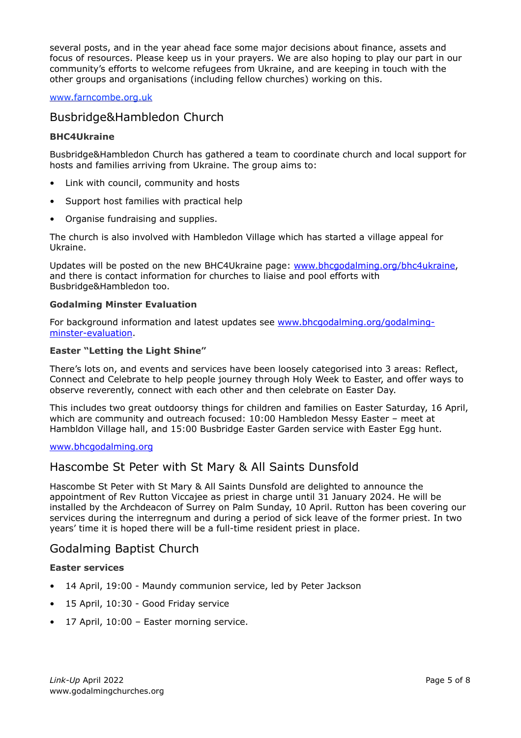several posts, and in the year ahead face some major decisions about finance, assets and focus of resources. Please keep us in your prayers. We are also hoping to play our part in our community's efforts to welcome refugees from Ukraine, and are keeping in touch with the other groups and organisations (including fellow churches) working on this.

www.farncombe.org.uk

## Busbridge&Hambledon Church

### BHC4Ukraine

Busbridge&Hambledon Church has gathered a team to coordinate church and local support for hosts and families arriving from Ukraine. The group aims to:

- Link with council, community and hosts
- Support host families with practical help
- Organise fundraising and supplies.

The church is also involved with Hambledon Village which has started a village appeal for Ukraine.

Updates will be posted on the new BHC4Ukraine page: www.bhcgodalming.org/bhc4ukraine, and there is contact information for churches to liaise and pool efforts with Busbridge&Hambledon too.

### Godalming Minster Evaluation

For background information and latest updates see www.bhcgodalming.org/godalming-minster-evaluation.

### Easter "Letting the Light Shine"

There's lots on, and events and services have been loosely categorised into 3 areas: Reflect, Connect and Celebrate to help people journey through Holy Week to Easter, and offer ways to observe reverently, connect with each other and then celebrate on Easter Day.

This includes two great outdoorsy things for children and families on Easter Saturday, 16 April, which are community and outreach focused: 10:00 Hambledon Messy Easter – meet at Hambldon Village hall, and 15:00 Busbridge Easter Garden service with Easter Egg hunt.

www.bhcgodalming.org

## Hascombe St Peter with St Mary & All Saints Dunsfold

Hascombe St Peter with St Mary & All Saints Dunsfold are delighted to announce the appointment of Rev Rutton Viccajee as priest in charge until 31 January 2024. He will be installed by the Archdeacon of Surrey on Palm Sunday, 10 April. Rutton has been covering our services during the interregnum and during a period of sick leave of the former priest. In two years' time it is hoped there will be a full-time resident priest in place.

## Godalming Baptist Church

### Easter services

- 14 April, 19:00 - Maundy communion service, led by Peter Jackson
- 15 April, 10:30 - Good Friday service
- 17 April, 10:00 – Easter morning service.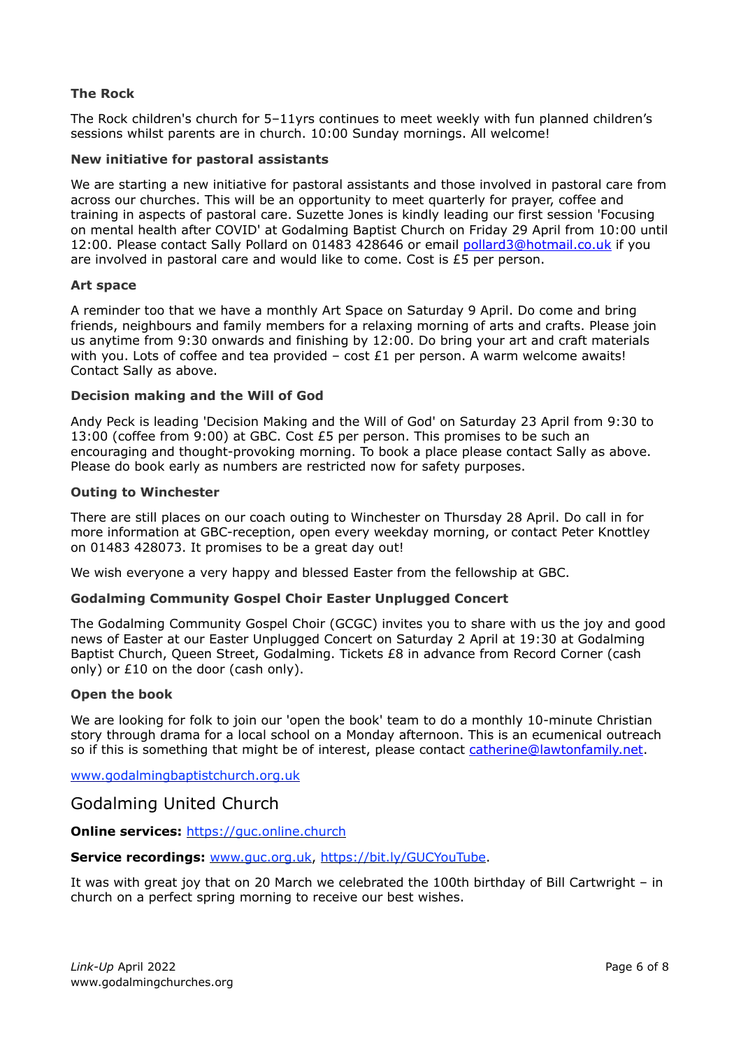### The Rock

The Rock children's church for 5–11yrs continues to meet weekly with fun planned children's sessions whilst parents are in church. 10:00 Sunday mornings. All welcome!

### New initiative for pastoral assistants

We are starting a new initiative for pastoral assistants and those involved in pastoral care from across our churches. This will be an opportunity to meet quarterly for prayer, coffee and training in aspects of pastoral care. Suzette Jones is kindly leading our first session 'Focusing on mental health after COVID' at Godalming Baptist Church on Friday 29 April from 10:00 until 12:00. Please contact Sally Pollard on 01483 428646 or email [pollard3@hotmail.co.uk](mailto:pollard3@hotmail.co.uk) if you are involved in pastoral care and would like to come. Cost is £5 per person.

### Art space

A reminder too that we have a monthly Art Space on Saturday 9 April. Do come and bring friends, neighbours and family members for a relaxing morning of arts and crafts. Please join us anytime from 9:30 onwards and finishing by 12:00. Do bring your art and craft materials with you. Lots of coffee and tea provided – cost £1 per person. A warm welcome awaits! Contact Sally as above.

### Decision making and the Will of God

Andy Peck is leading 'Decision Making and the Will of God' on Saturday 23 April from 9:30 to 13:00 (coffee from 9:00) at GBC. Cost £5 per person. This promises to be such an encouraging and thought-provoking morning. To book a place please contact Sally as above. Please do book early as numbers are restricted now for safety purposes.

### Outing to Winchester

There are still places on our coach outing to Winchester on Thursday 28 April. Do call in for more information at GBC-reception, open every weekday morning, or contact Peter Knottley on 01483 428073. It promises to be a great day out!

We wish everyone a very happy and blessed Easter from the fellowship at GBC.

### Godalming Community Gospel Choir Easter Unplugged Concert

The Godalming Community Gospel Choir (GCGC) invites you to share with us the joy and good news of Easter at our Easter Unplugged Concert on Saturday 2 April at 19:30 at Godalming Baptist Church, Queen Street, Godalming. Tickets £8 in advance from Record Corner (cash only) or £10 on the door (cash only).

### Open the book

We are looking for folk to join our 'open the book' team to do a monthly 10-minute Christian story through drama for a local school on a Monday afternoon. This is an ecumenical outreach so if this is something that might be of interest, please contact [catherine@lawtonfamily.net](mailto:catherine@lawtonfamily.net).

[www.godalmingbaptistchurch.org.uk](http://www.godalmingbaptistchurch.org.uk)

## Godalming United Church

**Online services:** [https://guc.online.church](https://guc.online.church)

**Service recordings:** [www.guc.org.uk](http://www.guc.org.uk), [https://bit.ly/GUCYouTube](https://bit.ly/GUCYouTube).

It was with great joy that on 20 March we celebrated the 100th birthday of Bill Cartwright – in church on a perfect spring morning to receive our best wishes.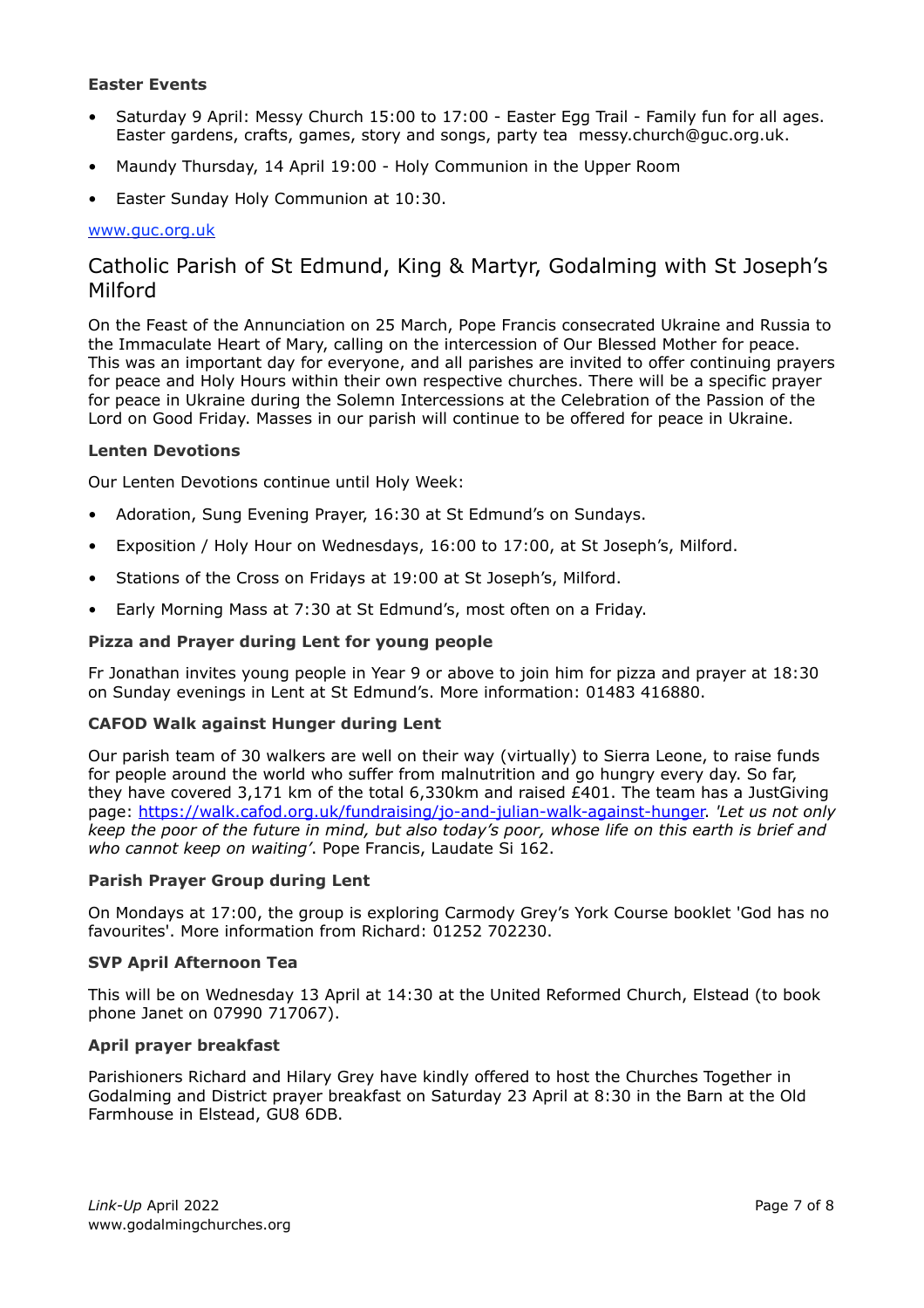**Easter Events**

- Saturday 9 April: Messy Church 15:00 to 17:00 - Easter Egg Trail - Family fun for all ages. Easter gardens, crafts, games, story and songs, party tea messy.church@guc.org.uk.
- Maundy Thursday, 14 April 19:00 - Holy Communion in the Upper Room
- Easter Sunday Holy Communion at 10:30.

www.guc.org.uk

## Catholic Parish of St Edmund, King & Martyr, Godalming with St Joseph's Milford

On the Feast of the Annunciation on 25 March, Pope Francis consecrated Ukraine and Russia to the Immaculate Heart of Mary, calling on the intercession of Our Blessed Mother for peace. This was an important day for everyone, and all parishes are invited to offer continuing prayers for peace and Holy Hours within their own respective churches. There will be a specific prayer for peace in Ukraine during the Solemn Intercessions at the Celebration of the Passion of the Lord on Good Friday. Masses in our parish will continue to be offered for peace in Ukraine.

**Lenten Devotions**

Our Lenten Devotions continue until Holy Week:

- Adoration, Sung Evening Prayer, 16:30 at St Edmund's on Sundays.
- Exposition / Holy Hour on Wednesdays, 16:00 to 17:00, at St Joseph's, Milford.
- Stations of the Cross on Fridays at 19:00 at St Joseph's, Milford.
- Early Morning Mass at 7:30 at St Edmund's, most often on a Friday.

**Pizza and Prayer during Lent for young people**

Fr Jonathan invites young people in Year 9 or above to join him for pizza and prayer at 18:30 on Sunday evenings in Lent at St Edmund's. More information: 01483 416880.

**CAFOD Walk against Hunger during Lent**

Our parish team of 30 walkers are well on their way (virtually) to Sierra Leone, to raise funds for people around the world who suffer from malnutrition and go hungry every day. So far, they have covered 3,171 km of the total 6,330km and raised £401. The team has a JustGiving page: https://walk.cafod.org.uk/fundraising/jo-and-julian-walk-against-hunger. *'Let us not only keep the poor of the future in mind, but also today's poor, whose life on this earth is brief and who cannot keep on waiting'*. Pope Francis, Laudate Si 162.

**Parish Prayer Group during Lent**

On Mondays at 17:00, the group is exploring Carmody Grey's York Course booklet 'God has no favourites'. More information from Richard: 01252 702230.

**SVP April Afternoon Tea**

This will be on Wednesday 13 April at 14:30 at the United Reformed Church, Elstead (to book phone Janet on 07990 717067).

**April prayer breakfast**

Parishioners Richard and Hilary Grey have kindly offered to host the Churches Together in Godalming and District prayer breakfast on Saturday 23 April at 8:30 in the Barn at the Old Farmhouse in Elstead, GU8 6DB.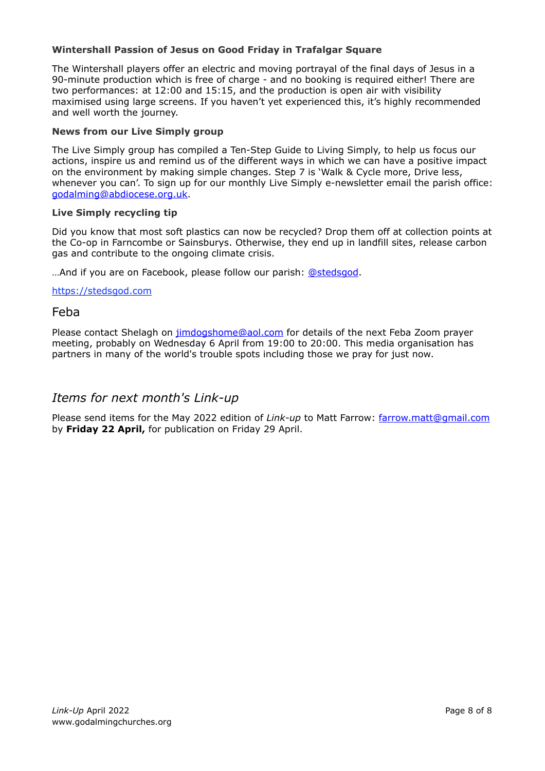**Wintershall Passion of Jesus on Good Friday in Trafalgar Square**

The Wintershall players offer an electric and moving portrayal of the final days of Jesus in a 90-minute production which is free of charge - and no booking is required either! There are two performances: at 12:00 and 15:15, and the production is open air with visibility maximised using large screens. If you haven't yet experienced this, it's highly recommended and well worth the journey.

**News from our Live Simply group**

The Live Simply group has compiled a Ten-Step Guide to Living Simply, to help us focus our actions, inspire us and remind us of the different ways in which we can have a positive impact on the environment by making simple changes. Step 7 is 'Walk & Cycle more, Drive less, whenever you can'. To sign up for our monthly Live Simply e-newsletter email the parish office: godalming@abdiocese.org.uk.

**Live Simply recycling tip**

Did you know that most soft plastics can now be recycled? Drop them off at collection points at the Co-op in Farncombe or Sainsburys. Otherwise, they end up in landfill sites, release carbon gas and contribute to the ongoing climate crisis.

…And if you are on Facebook, please follow our parish: @stedsgod.

https://stedsgod.com

## Feba

Please contact Shelagh on jimdogshome@aol.com for details of the next Feba Zoom prayer meeting, probably on Wednesday 6 April from 19:00 to 20:00. This media organisation has partners in many of the world's trouble spots including those we pray for just now.

## *Items for next month's Link-up*

Please send items for the May 2022 edition of *Link-up* to Matt Farrow: farrow.matt@gmail.com by **Friday 22 April,** for publication on Friday 29 April.